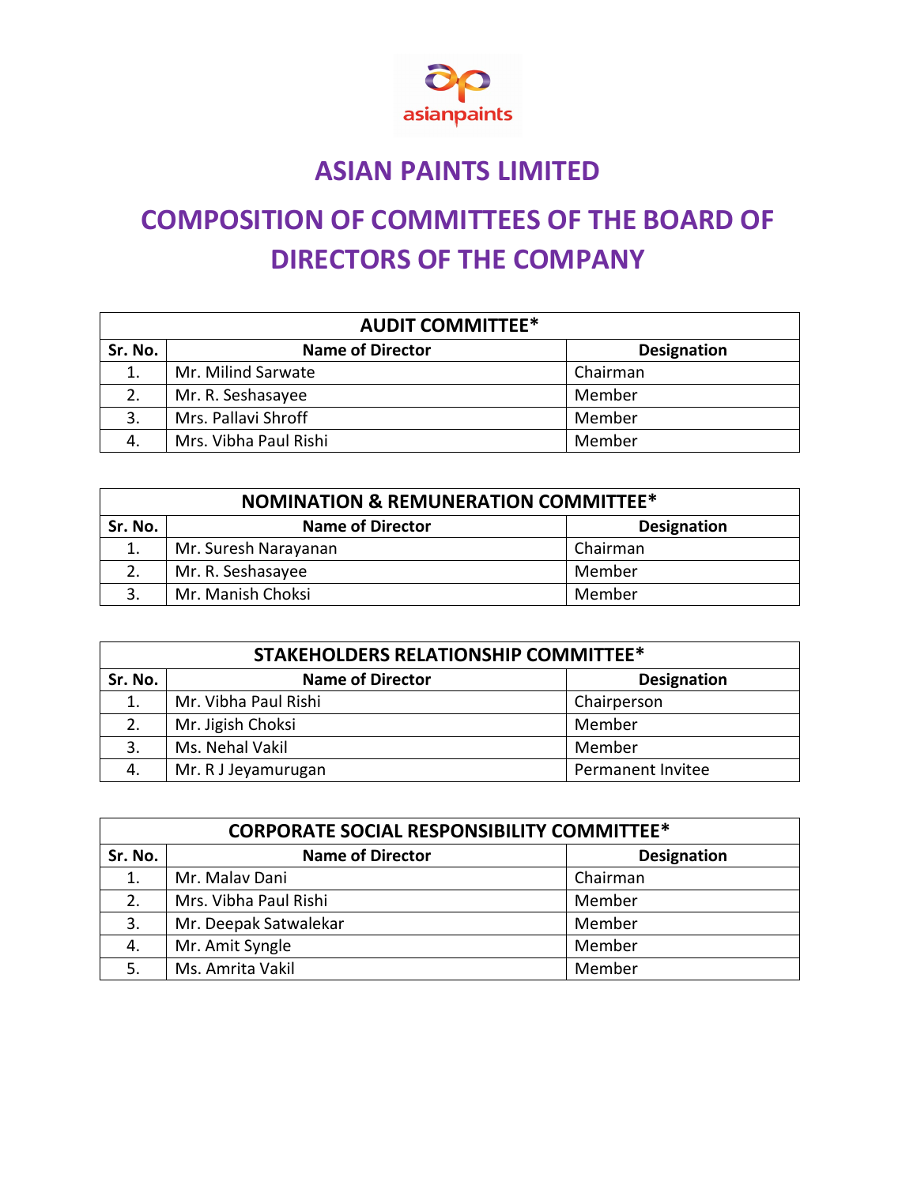# ASIAN PAINTS LIMITED

# COMPOSITION OF COMMITTEES OF THE BOARD OF DIRECTORS OF THE COMPANY

| AUDIT COMMITTEE* | | |
|---|---|---|
| **Sr. No.** | **Name of Director** | **Designation** |
| 1. | Mr. Milind Sarwate | Chairman |
| 2. | Mr. R. Seshasayee | Member |
| 3. | Mrs. Pallavi Shroff | Member |
| 4. | Mrs. Vibha Paul Rishi | Member |

| NOMINATION & REMUNERATION COMMITTEE* | | |
|---|---|---|
| **Sr. No.** | **Name of Director** | **Designation** |
| 1. | Mr. Suresh Narayanan | Chairman |
| 2. | Mr. R. Seshasayee | Member |
| 3. | Mr. Manish Choksi | Member |

| STAKEHOLDERS RELATIONSHIP COMMITTEE* | | |
|---|---|---|
| **Sr. No.** | **Name of Director** | **Designation** |
| 1. | Mr. Vibha Paul Rishi | Chairperson |
| 2. | Mr. Jigish Choksi | Member |
| 3. | Ms. Nehal Vakil | Member |
| 4. | Mr. R J Jeyamurugan | Permanent Invitee |

| CORPORATE SOCIAL RESPONSIBILITY COMMITTEE* | | |
|---|---|---|
| **Sr. No.** | **Name of Director** | **Designation** |
| 1. | Mr. Malav Dani | Chairman |
| 2. | Mrs. Vibha Paul Rishi | Member |
| 3. | Mr. Deepak Satwalekar | Member |
| 4. | Mr. Amit Syngle | Member |
| 5. | Ms. Amrita Vakil | Member |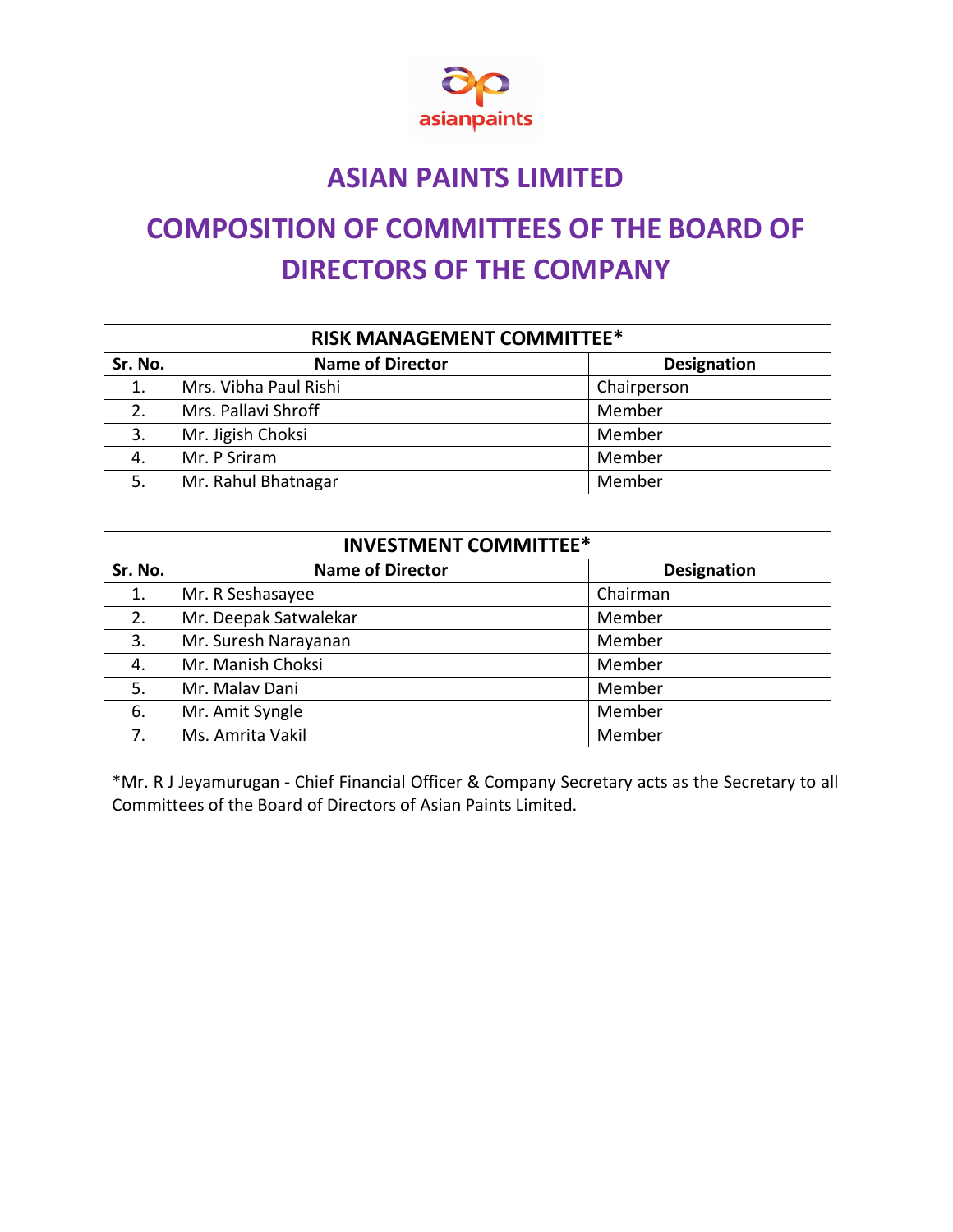asianpaints

# ASIAN PAINTS LIMITED

## COMPOSITION OF COMMITTEES OF THE BOARD OF DIRECTORS OF THE COMPANY

| RISK MANAGEMENT COMMITTEE* | | |
|---|---|---|
| **Sr. No.** | **Name of Director** | **Designation** |
| 1. | Mrs. Vibha Paul Rishi | Chairperson |
| 2. | Mrs. Pallavi Shroff | Member |
| 3. | Mr. Jigish Choksi | Member |
| 4. | Mr. P Sriram | Member |
| 5. | Mr. Rahul Bhatnagar | Member |

| INVESTMENT COMMITTEE* | | |
|---|---|---|
| **Sr. No.** | **Name of Director** | **Designation** |
| 1. | Mr. R Seshasayee | Chairman |
| 2. | Mr. Deepak Satwalekar | Member |
| 3. | Mr. Suresh Narayanan | Member |
| 4. | Mr. Manish Choksi | Member |
| 5. | Mr. Malav Dani | Member |
| 6. | Mr. Amit Syngle | Member |
| 7. | Ms. Amrita Vakil | Member |

*Mr. R J Jeyamurugan - Chief Financial Officer & Company Secretary acts as the Secretary to all Committees of the Board of Directors of Asian Paints Limited.